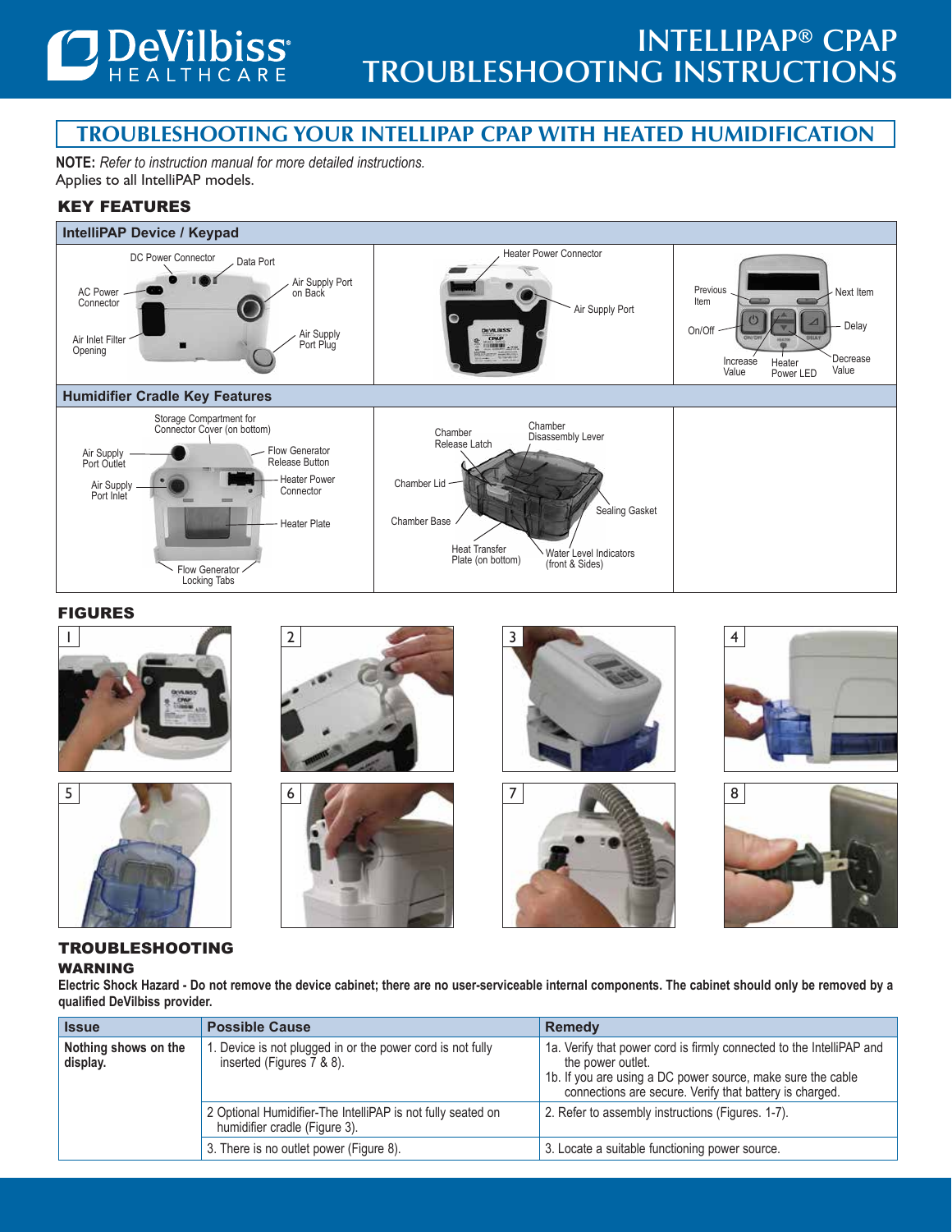# INTELLIPAP® CPAP TROUBLESHOOTING INSTRUCTIONS

## TROUBLESHOOTING YOUR INTELLIPAP CPAP WITH HEATED HUMIDIFICATION

**NOTE:** *Refer to instruction manual for more detailed instructions.*
Applies to all IntelliPAP models.

### KEY FEATURES

**IntelliPAP Device / Keypad**

DC Power Connector, Data Port, AC Power Connector, Air Supply Port on Back, Air Inlet Filter Opening, Air Supply Port Plug

Heater Power Connector, Air Supply Port

Previous Item, Next Item, On/Off, Delay, Increase Value, Heater Power LED, Decrease Value

**Humidifier Cradle Key Features**

Storage Compartment for Connector Cover (on bottom), Air Supply Port Outlet, Flow Generator Release Button, Air Supply Port Inlet, Heater Power Connector, Heater Plate, Flow Generator Locking Tabs

Chamber Release Latch, Chamber Disassembly Lever, Chamber Lid, Chamber Base, Sealing Gasket, Heat Transfer Plate (on bottom), Water Level Indicators (front & Sides)

### FIGURES

1 2 3 4 5 6 7 8

### TROUBLESHOOTING

#### WARNING

**Electric Shock Hazard - Do not remove the device cabinet; there are no user-serviceable internal components. The cabinet should only be removed by a qualified DeVilbiss provider.**

| Issue | Possible Cause | Remedy |
|---|---|---|
| **Nothing shows on the display.** | 1. Device is not plugged in or the power cord is not fully inserted (Figures 7 & 8). | 1a. Verify that power cord is firmly connected to the IntelliPAP and the power outlet.<br>1b. If you are using a DC power source, make sure the cable connections are secure. Verify that battery is charged. |
| | 2 Optional Humidifier-The IntelliPAP is not fully seated on humidifier cradle (Figure 3). | 2. Refer to assembly instructions (Figures. 1-7). |
| | 3. There is no outlet power (Figure 8). | 3. Locate a suitable functioning power source. |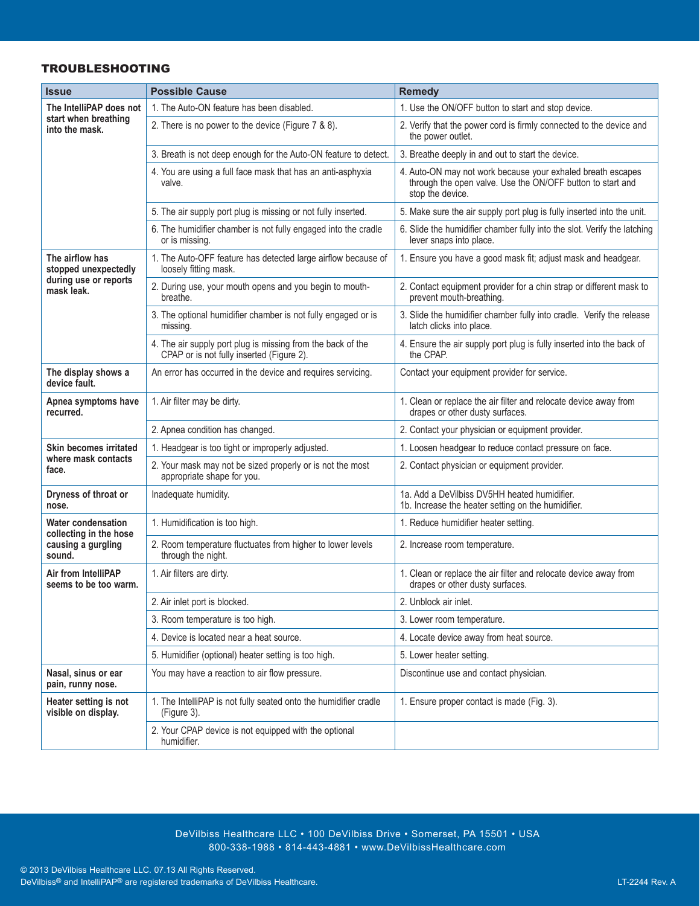## TROUBLESHOOTING

| Issue | Possible Cause | Remedy |
|---|---|---|
| **The IntelliPAP does not start when breathing into the mask.** | 1. The Auto-ON feature has been disabled. | 1. Use the ON/OFF button to start and stop device. |
| | 2. There is no power to the device (Figure 7 & 8). | 2. Verify that the power cord is firmly connected to the device and the power outlet. |
| | 3. Breath is not deep enough for the Auto-ON feature to detect. | 3. Breathe deeply in and out to start the device. |
| | 4. You are using a full face mask that has an anti-asphyxia valve. | 4. Auto-ON may not work because your exhaled breath escapes through the open valve. Use the ON/OFF button to start and stop the device. |
| | 5. The air supply port plug is missing or not fully inserted. | 5. Make sure the air supply port plug is fully inserted into the unit. |
| | 6. The humidifier chamber is not fully engaged into the cradle or is missing. | 6. Slide the humidifier chamber fully into the slot. Verify the latching lever snaps into place. |
| **The airflow has stopped unexpectedly during use or reports mask leak.** | 1. The Auto-OFF feature has detected large airflow because of loosely fitting mask. | 1. Ensure you have a good mask fit; adjust mask and headgear. |
| | 2. During use, your mouth opens and you begin to mouth-breathe. | 2. Contact equipment provider for a chin strap or different mask to prevent mouth-breathing. |
| | 3. The optional humidifier chamber is not fully engaged or is missing. | 3. Slide the humidifier chamber fully into cradle. Verify the release latch clicks into place. |
| | 4. The air supply port plug is missing from the back of the CPAP or is not fully inserted (Figure 2). | 4. Ensure the air supply port plug is fully inserted into the back of the CPAP. |
| **The display shows a device fault.** | An error has occurred in the device and requires servicing. | Contact your equipment provider for service. |
| **Apnea symptoms have recurred.** | 1. Air filter may be dirty. | 1. Clean or replace the air filter and relocate device away from drapes or other dusty surfaces. |
| | 2. Apnea condition has changed. | 2. Contact your physician or equipment provider. |
| **Skin becomes irritated where mask contacts face.** | 1. Headgear is too tight or improperly adjusted. | 1. Loosen headgear to reduce contact pressure on face. |
| | 2. Your mask may not be sized properly or is not the most appropriate shape for you. | 2. Contact physician or equipment provider. |
| **Dryness of throat or nose.** | Inadequate humidity. | 1a. Add a DeVilbiss DV5HH heated humidifier.<br>1b. Increase the heater setting on the humidifier. |
| **Water condensation collecting in the hose causing a gurgling sound.** | 1. Humidification is too high. | 1. Reduce humidifier heater setting. |
| | 2. Room temperature fluctuates from higher to lower levels through the night. | 2. Increase room temperature. |
| **Air from IntelliPAP seems to be too warm.** | 1. Air filters are dirty. | 1. Clean or replace the air filter and relocate device away from drapes or other dusty surfaces. |
| | 2. Air inlet port is blocked. | 2. Unblock air inlet. |
| | 3. Room temperature is too high. | 3. Lower room temperature. |
| | 4. Device is located near a heat source. | 4. Locate device away from heat source. |
| | 5. Humidifier (optional) heater setting is too high. | 5. Lower heater setting. |
| **Nasal, sinus or ear pain, runny nose.** | You may have a reaction to air flow pressure. | Discontinue use and contact physician. |
| **Heater setting is not visible on display.** | 1. The IntelliPAP is not fully seated onto the humidifier cradle (Figure 3). | 1. Ensure proper contact is made (Fig. 3). |
| | 2. Your CPAP device is not equipped with the optional humidifier. | |

DeVilbiss Healthcare LLC • 100 DeVilbiss Drive • Somerset, PA 15501 • USA
800-338-1988 • 814-443-4881 • www.DeVilbissHealthcare.com

© 2013 DeVilbiss Healthcare LLC. 07.13 All Rights Reserved.
DeVilbiss® and IntelliPAP® are registered trademarks of DeVilbiss Healthcare.

LT-2244 Rev. A